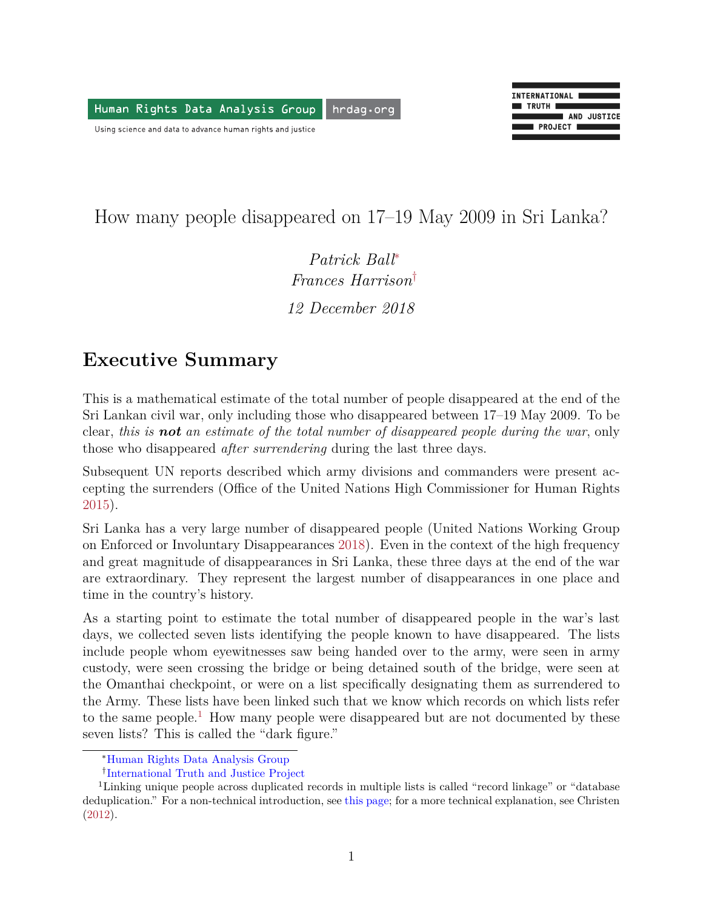Human Rights Data Analysis Group | hrdag.org

Using science and data to advance human rights and justice

INTERNATIONAL TRUTH AND JUSTICE PROJECT

# How many people disappeared on 17–19 May 2009 in Sri Lanka?

*Patrick Ball*[*]
*Frances Harrison*[†]

*12 December 2018*

## Executive Summary

This is a mathematical estimate of the total number of people disappeared at the end of the Sri Lankan civil war, only including those who disappeared between 17–19 May 2009. To be clear, *this is **not** an estimate of the total number of disappeared people during the war*, only those who disappeared *after surrendering* during the last three days.

Subsequent UN reports described which army divisions and commanders were present accepting the surrenders (Office of the United Nations High Commissioner for Human Rights 2015).

Sri Lanka has a very large number of disappeared people (United Nations Working Group on Enforced or Involuntary Disappearances 2018). Even in the context of the high frequency and great magnitude of disappearances in Sri Lanka, these three days at the end of the war are extraordinary. They represent the largest number of disappearances in one place and time in the country's history.

As a starting point to estimate the total number of disappeared people in the war's last days, we collected seven lists identifying the people known to have disappeared. The lists include people whom eyewitnesses saw being handed over to the army, were seen in army custody, were seen crossing the bridge or being detained south of the bridge, were seen at the Omanthai checkpoint, or were on a list specifically designating them as surrendered to the Army. These lists have been linked such that we know which records on which lists refer to the same people.[1] How many people were disappeared but are not documented by these seven lists? This is called the "dark figure."

---

[*] Human Rights Data Analysis Group

[†] International Truth and Justice Project

[1] Linking unique people across duplicated records in multiple lists is called "record linkage" or "database deduplication." For a non-technical introduction, see this page; for a more technical explanation, see Christen (2012).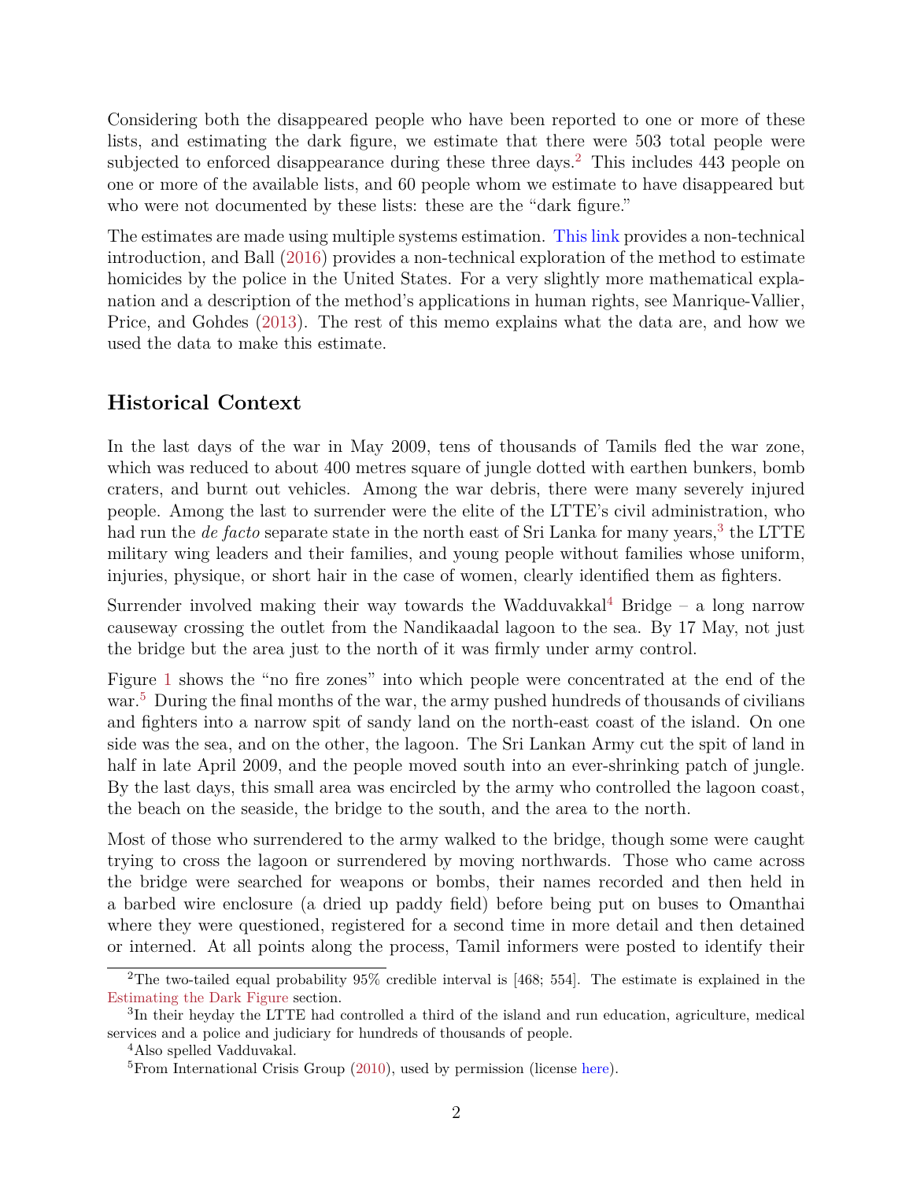Considering both the disappeared people who have been reported to one or more of these lists, and estimating the dark figure, we estimate that there were 503 total people were subjected to enforced disappearance during these three days.[2] This includes 443 people on one or more of the available lists, and 60 people whom we estimate to have disappeared but who were not documented by these lists: these are the "dark figure."

The estimates are made using multiple systems estimation. This link provides a non-technical introduction, and Ball (2016) provides a non-technical exploration of the method to estimate homicides by the police in the United States. For a very slightly more mathematical explanation and a description of the method's applications in human rights, see Manrique-Vallier, Price, and Gohdes (2013). The rest of this memo explains what the data are, and how we used the data to make this estimate.

## Historical Context

In the last days of the war in May 2009, tens of thousands of Tamils fled the war zone, which was reduced to about 400 metres square of jungle dotted with earthen bunkers, bomb craters, and burnt out vehicles. Among the war debris, there were many severely injured people. Among the last to surrender were the elite of the LTTE's civil administration, who had run the *de facto* separate state in the north east of Sri Lanka for many years,[3] the LTTE military wing leaders and their families, and young people without families whose uniform, injuries, physique, or short hair in the case of women, clearly identified them as fighters.

Surrender involved making their way towards the Wadduvakkal[4] Bridge – a long narrow causeway crossing the outlet from the Nandikaadal lagoon to the sea. By 17 May, not just the bridge but the area just to the north of it was firmly under army control.

Figure 1 shows the "no fire zones" into which people were concentrated at the end of the war.[5] During the final months of the war, the army pushed hundreds of thousands of civilians and fighters into a narrow spit of sandy land on the north-east coast of the island. On one side was the sea, and on the other, the lagoon. The Sri Lankan Army cut the spit of land in half in late April 2009, and the people moved south into an ever-shrinking patch of jungle. By the last days, this small area was encircled by the army who controlled the lagoon coast, the beach on the seaside, the bridge to the south, and the area to the north.

Most of those who surrendered to the army walked to the bridge, though some were caught trying to cross the lagoon or surrendered by moving northwards. Those who came across the bridge were searched for weapons or bombs, their names recorded and then held in a barbed wire enclosure (a dried up paddy field) before being put on buses to Omanthai where they were questioned, registered for a second time in more detail and then detained or interned. At all points along the process, Tamil informers were posted to identify their

---

[2] The two-tailed equal probability 95% credible interval is [468; 554]. The estimate is explained in the Estimating the Dark Figure section.

[3] In their heyday the LTTE had controlled a third of the island and run education, agriculture, medical services and a police and judiciary for hundreds of thousands of people.

[4] Also spelled Vadduvakal.

[5] From International Crisis Group (2010), used by permission (license here).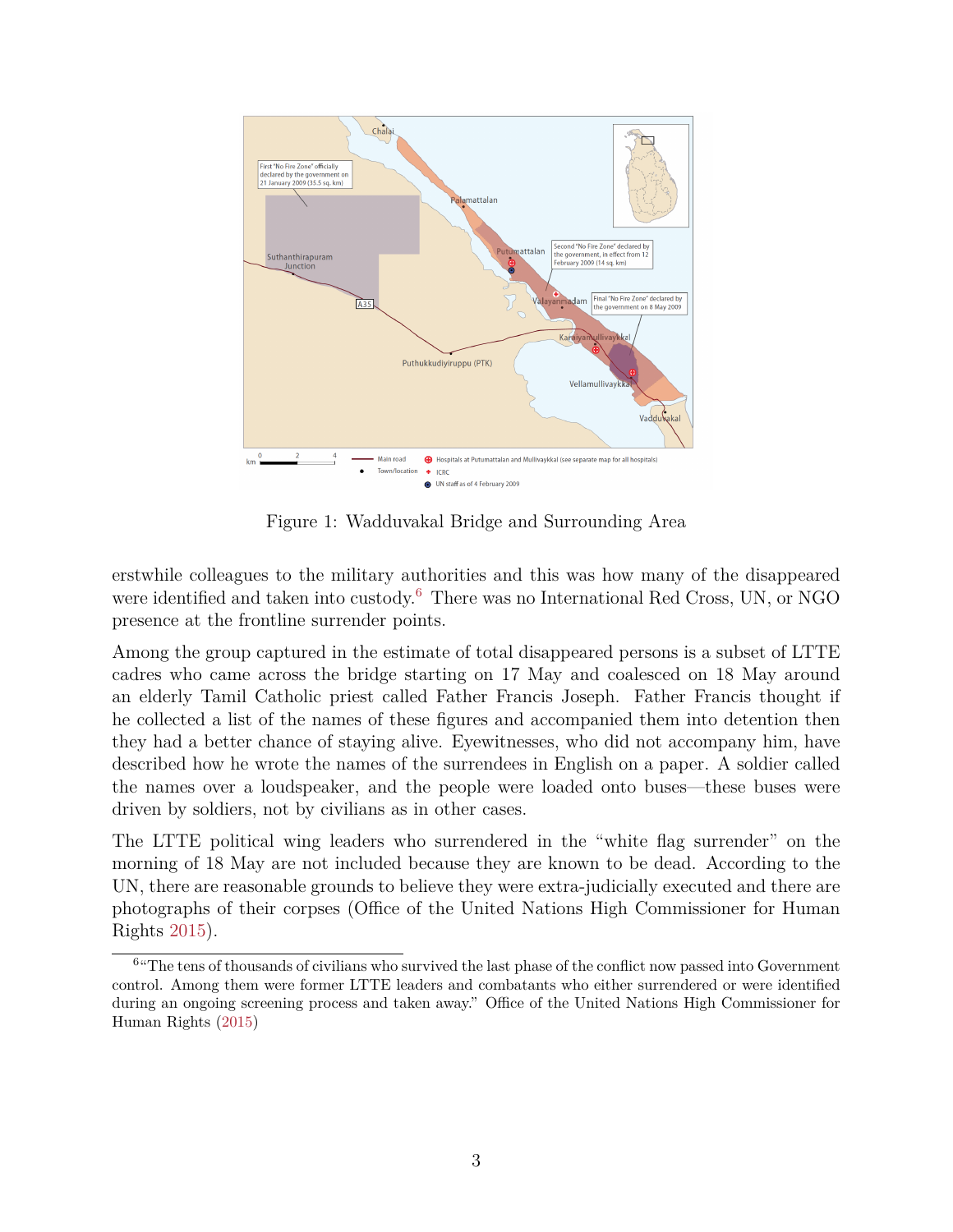Figure 1: Wadduvakal Bridge and Surrounding Area

erstwhile colleagues to the military authorities and this was how many of the disappeared were identified and taken into custody.[6] There was no International Red Cross, UN, or NGO presence at the frontline surrender points.

Among the group captured in the estimate of total disappeared persons is a subset of LTTE cadres who came across the bridge starting on 17 May and coalesced on 18 May around an elderly Tamil Catholic priest called Father Francis Joseph. Father Francis thought if he collected a list of the names of these figures and accompanied them into detention then they had a better chance of staying alive. Eyewitnesses, who did not accompany him, have described how he wrote the names of the surrendees in English on a paper. A soldier called the names over a loudspeaker, and the people were loaded onto buses—these buses were driven by soldiers, not by civilians as in other cases.

The LTTE political wing leaders who surrendered in the "white flag surrender" on the morning of 18 May are not included because they are known to be dead. According to the UN, there are reasonable grounds to believe they were extra-judicially executed and there are photographs of their corpses (Office of the United Nations High Commissioner for Human Rights 2015).

[6] "The tens of thousands of civilians who survived the last phase of the conflict now passed into Government control. Among them were former LTTE leaders and combatants who either surrendered or were identified during an ongoing screening process and taken away." Office of the United Nations High Commissioner for Human Rights (2015)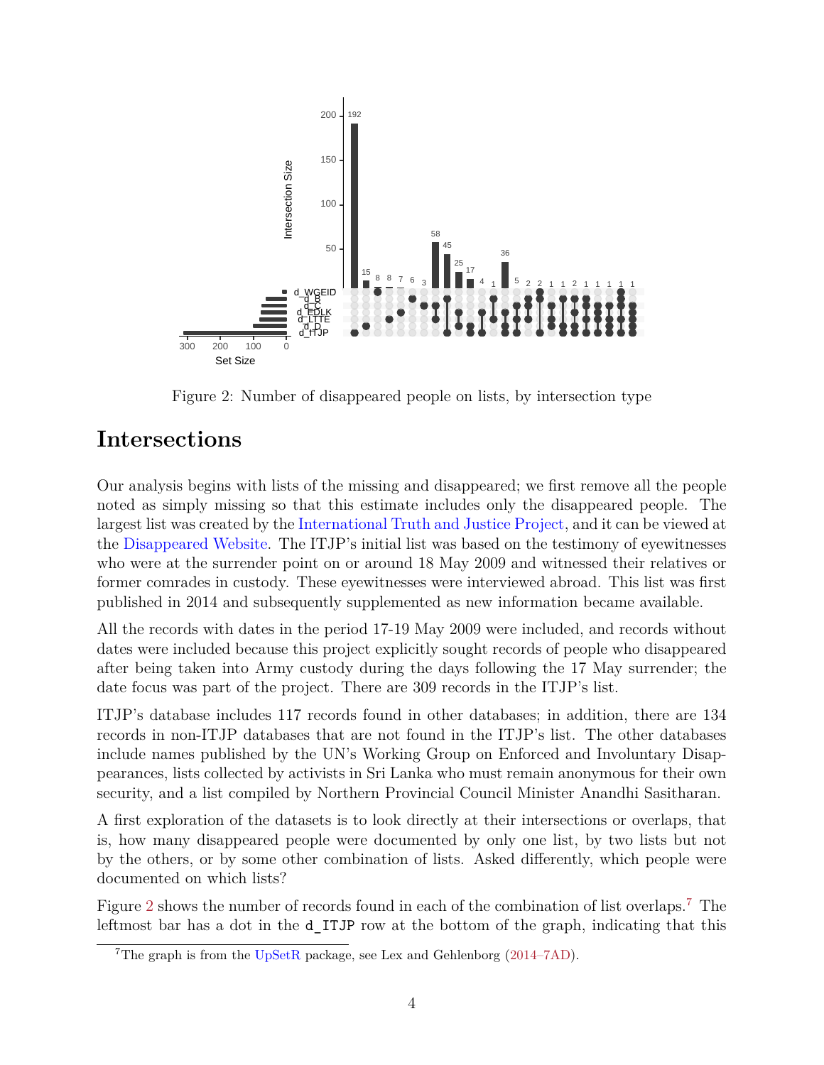Figure 2: Number of disappeared people on lists, by intersection type

# Intersections

Our analysis begins with lists of the missing and disappeared; we first remove all the people noted as simply missing so that this estimate includes only the disappeared people. The largest list was created by the International Truth and Justice Project, and it can be viewed at the Disappeared Website. The ITJP's initial list was based on the testimony of eyewitnesses who were at the surrender point on or around 18 May 2009 and witnessed their relatives or former comrades in custody. These eyewitnesses were interviewed abroad. This list was first published in 2014 and subsequently supplemented as new information became available.

All the records with dates in the period 17-19 May 2009 were included, and records without dates were included because this project explicitly sought records of people who disappeared after being taken into Army custody during the days following the 17 May surrender; the date focus was part of the project. There are 309 records in the ITJP's list.

ITJP's database includes 117 records found in other databases; in addition, there are 134 records in non-ITJP databases that are not found in the ITJP's list. The other databases include names published by the UN's Working Group on Enforced and Involuntary Disappearances, lists collected by activists in Sri Lanka who must remain anonymous for their own security, and a list compiled by Northern Provincial Council Minister Anandhi Sasitharan.

A first exploration of the datasets is to look directly at their intersections or overlaps, that is, how many disappeared people were documented by only one list, by two lists but not by the others, or by some other combination of lists. Asked differently, which people were documented on which lists?

Figure 2 shows the number of records found in each of the combination of list overlaps.[7] The leftmost bar has a dot in the `d_ITJP` row at the bottom of the graph, indicating that this

[7] The graph is from the UpSetR package, see Lex and Gehlenborg (2014–7AD).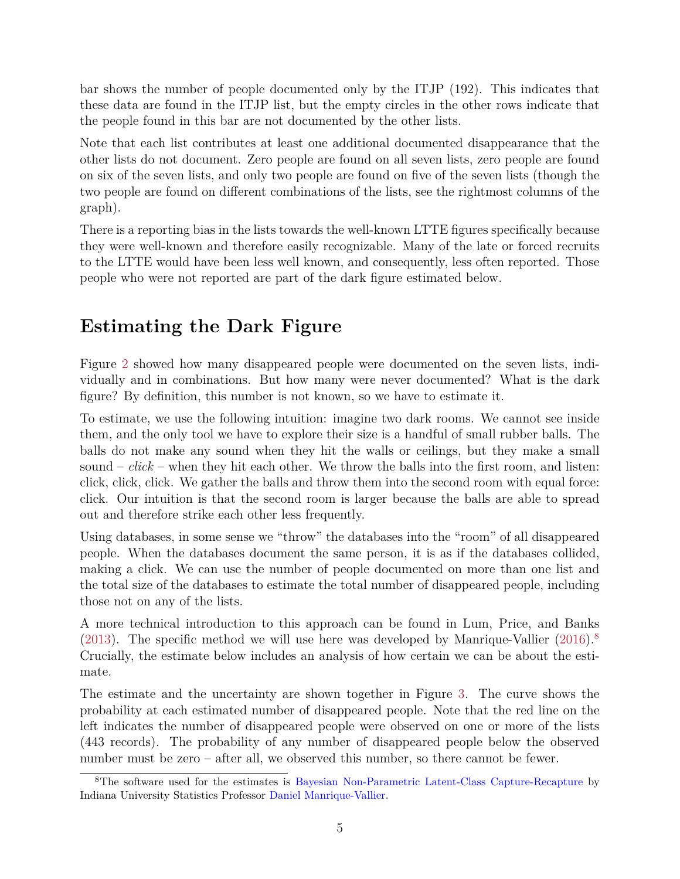bar shows the number of people documented only by the ITJP (192). This indicates that these data are found in the ITJP list, but the empty circles in the other rows indicate that the people found in this bar are not documented by the other lists.

Note that each list contributes at least one additional documented disappearance that the other lists do not document. Zero people are found on all seven lists, zero people are found on six of the seven lists, and only two people are found on five of the seven lists (though the two people are found on different combinations of the lists, see the rightmost columns of the graph).

There is a reporting bias in the lists towards the well-known LTTE figures specifically because they were well-known and therefore easily recognizable. Many of the late or forced recruits to the LTTE would have been less well known, and consequently, less often reported. Those people who were not reported are part of the dark figure estimated below.

## Estimating the Dark Figure

Figure 2 showed how many disappeared people were documented on the seven lists, individually and in combinations. But how many were never documented? What is the dark figure? By definition, this number is not known, so we have to estimate it.

To estimate, we use the following intuition: imagine two dark rooms. We cannot see inside them, and the only tool we have to explore their size is a handful of small rubber balls. The balls do not make any sound when they hit the walls or ceilings, but they make a small sound – *click* – when they hit each other. We throw the balls into the first room, and listen: click, click, click. We gather the balls and throw them into the second room with equal force: click. Our intuition is that the second room is larger because the balls are able to spread out and therefore strike each other less frequently.

Using databases, in some sense we "throw" the databases into the "room" of all disappeared people. When the databases document the same person, it is as if the databases collided, making a click. We can use the number of people documented on more than one list and the total size of the databases to estimate the total number of disappeared people, including those not on any of the lists.

A more technical introduction to this approach can be found in Lum, Price, and Banks (2013). The specific method we will use here was developed by Manrique-Vallier (2016).[8] Crucially, the estimate below includes an analysis of how certain we can be about the estimate.

The estimate and the uncertainty are shown together in Figure 3. The curve shows the probability at each estimated number of disappeared people. Note that the red line on the left indicates the number of disappeared people were observed on one or more of the lists (443 records). The probability of any number of disappeared people below the observed number must be zero – after all, we observed this number, so there cannot be fewer.

[8] The software used for the estimates is Bayesian Non-Parametric Latent-Class Capture-Recapture by Indiana University Statistics Professor Daniel Manrique-Vallier.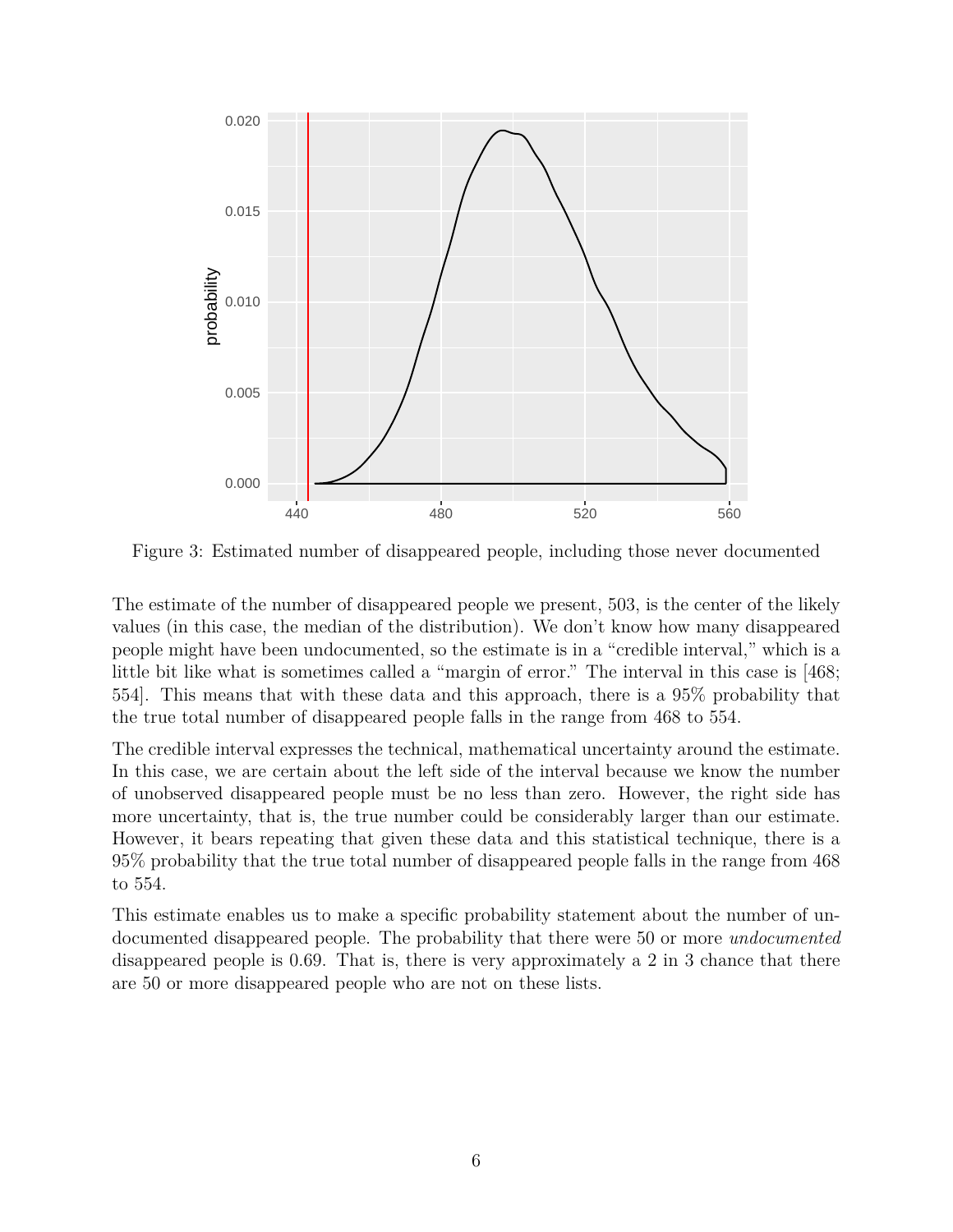Figure 3: Estimated number of disappeared people, including those never documented

The estimate of the number of disappeared people we present, 503, is the center of the likely values (in this case, the median of the distribution). We don't know how many disappeared people might have been undocumented, so the estimate is in a "credible interval," which is a little bit like what is sometimes called a "margin of error." The interval in this case is [468; 554]. This means that with these data and this approach, there is a 95% probability that the true total number of disappeared people falls in the range from 468 to 554.

The credible interval expresses the technical, mathematical uncertainty around the estimate. In this case, we are certain about the left side of the interval because we know the number of unobserved disappeared people must be no less than zero. However, the right side has more uncertainty, that is, the true number could be considerably larger than our estimate. However, it bears repeating that given these data and this statistical technique, there is a 95% probability that the true total number of disappeared people falls in the range from 468 to 554.

This estimate enables us to make a specific probability statement about the number of undocumented disappeared people. The probability that there were 50 or more *undocumented* disappeared people is 0.69. That is, there is very approximately a 2 in 3 chance that there are 50 or more disappeared people who are not on these lists.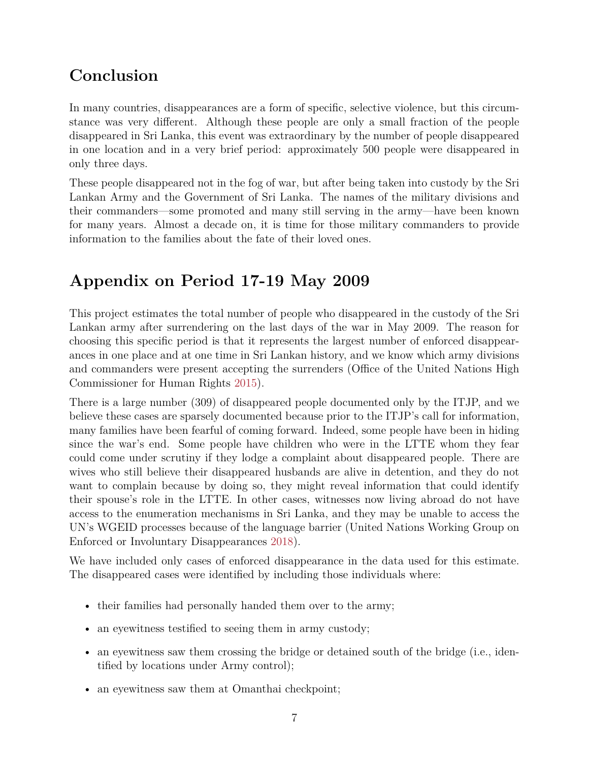## Conclusion

In many countries, disappearances are a form of specific, selective violence, but this circumstance was very different. Although these people are only a small fraction of the people disappeared in Sri Lanka, this event was extraordinary by the number of people disappeared in one location and in a very brief period: approximately 500 people were disappeared in only three days.

These people disappeared not in the fog of war, but after being taken into custody by the Sri Lankan Army and the Government of Sri Lanka. The names of the military divisions and their commanders—some promoted and many still serving in the army—have been known for many years. Almost a decade on, it is time for those military commanders to provide information to the families about the fate of their loved ones.

## Appendix on Period 17-19 May 2009

This project estimates the total number of people who disappeared in the custody of the Sri Lankan army after surrendering on the last days of the war in May 2009. The reason for choosing this specific period is that it represents the largest number of enforced disappearances in one place and at one time in Sri Lankan history, and we know which army divisions and commanders were present accepting the surrenders (Office of the United Nations High Commissioner for Human Rights 2015).

There is a large number (309) of disappeared people documented only by the ITJP, and we believe these cases are sparsely documented because prior to the ITJP's call for information, many families have been fearful of coming forward. Indeed, some people have been in hiding since the war's end. Some people have children who were in the LTTE whom they fear could come under scrutiny if they lodge a complaint about disappeared people. There are wives who still believe their disappeared husbands are alive in detention, and they do not want to complain because by doing so, they might reveal information that could identify their spouse's role in the LTTE. In other cases, witnesses now living abroad do not have access to the enumeration mechanisms in Sri Lanka, and they may be unable to access the UN's WGEID processes because of the language barrier (United Nations Working Group on Enforced or Involuntary Disappearances 2018).

We have included only cases of enforced disappearance in the data used for this estimate. The disappeared cases were identified by including those individuals where:

- their families had personally handed them over to the army;
- an eyewitness testified to seeing them in army custody;
- an eyewitness saw them crossing the bridge or detained south of the bridge (i.e., identified by locations under Army control);
- an eyewitness saw them at Omanthai checkpoint;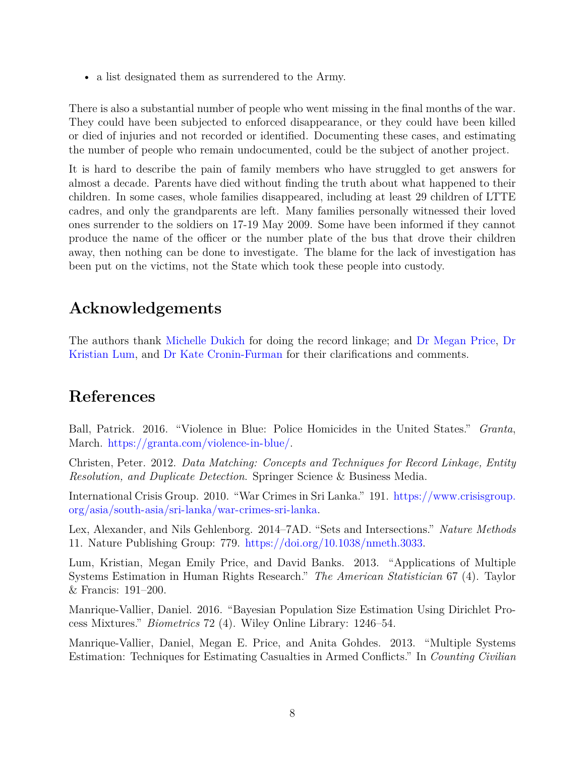- a list designated them as surrendered to the Army.

There is also a substantial number of people who went missing in the final months of the war. They could have been subjected to enforced disappearance, or they could have been killed or died of injuries and not recorded or identified. Documenting these cases, and estimating the number of people who remain undocumented, could be the subject of another project.

It is hard to describe the pain of family members who have struggled to get answers for almost a decade. Parents have died without finding the truth about what happened to their children. In some cases, whole families disappeared, including at least 29 children of LTTE cadres, and only the grandparents are left. Many families personally witnessed their loved ones surrender to the soldiers on 17-19 May 2009. Some have been informed if they cannot produce the name of the officer or the number plate of the bus that drove their children away, then nothing can be done to investigate. The blame for the lack of investigation has been put on the victims, not the State which took these people into custody.

## Acknowledgements

The authors thank Michelle Dukich for doing the record linkage; and Dr Megan Price, Dr Kristian Lum, and Dr Kate Cronin-Furman for their clarifications and comments.

## References

Ball, Patrick. 2016. "Violence in Blue: Police Homicides in the United States." *Granta*, March. https://granta.com/violence-in-blue/.

Christen, Peter. 2012. *Data Matching: Concepts and Techniques for Record Linkage, Entity Resolution, and Duplicate Detection*. Springer Science & Business Media.

International Crisis Group. 2010. "War Crimes in Sri Lanka." 191. https://www.crisisgroup.org/asia/south-asia/sri-lanka/war-crimes-sri-lanka.

Lex, Alexander, and Nils Gehlenborg. 2014–7AD. "Sets and Intersections." *Nature Methods* 11. Nature Publishing Group: 779. https://doi.org/10.1038/nmeth.3033.

Lum, Kristian, Megan Emily Price, and David Banks. 2013. "Applications of Multiple Systems Estimation in Human Rights Research." *The American Statistician* 67 (4). Taylor & Francis: 191–200.

Manrique-Vallier, Daniel. 2016. "Bayesian Population Size Estimation Using Dirichlet Process Mixtures." *Biometrics* 72 (4). Wiley Online Library: 1246–54.

Manrique-Vallier, Daniel, Megan E. Price, and Anita Gohdes. 2013. "Multiple Systems Estimation: Techniques for Estimating Casualties in Armed Conflicts." In *Counting Civilian*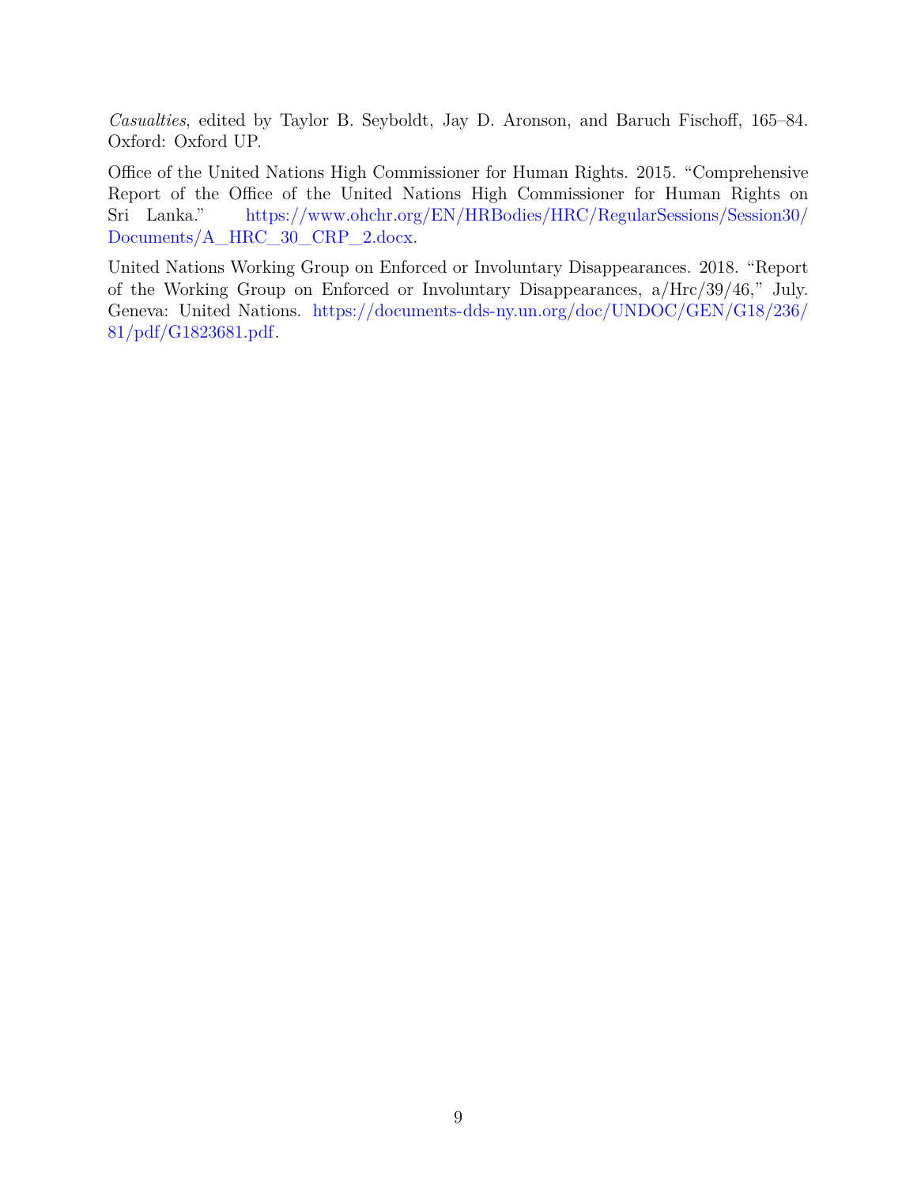*Casualties*, edited by Taylor B. Seyboldt, Jay D. Aronson, and Baruch Fischoff, 165–84. Oxford: Oxford UP.

Office of the United Nations High Commissioner for Human Rights. 2015. "Comprehensive Report of the Office of the United Nations High Commissioner for Human Rights on Sri Lanka." https://www.ohchr.org/EN/HRBodies/HRC/RegularSessions/Session30/Documents/A_HRC_30_CRP_2.docx.

United Nations Working Group on Enforced or Involuntary Disappearances. 2018. "Report of the Working Group on Enforced or Involuntary Disappearances, a/Hrc/39/46," July. Geneva: United Nations. https://documents-dds-ny.un.org/doc/UNDOC/GEN/G18/236/81/pdf/G1823681.pdf.